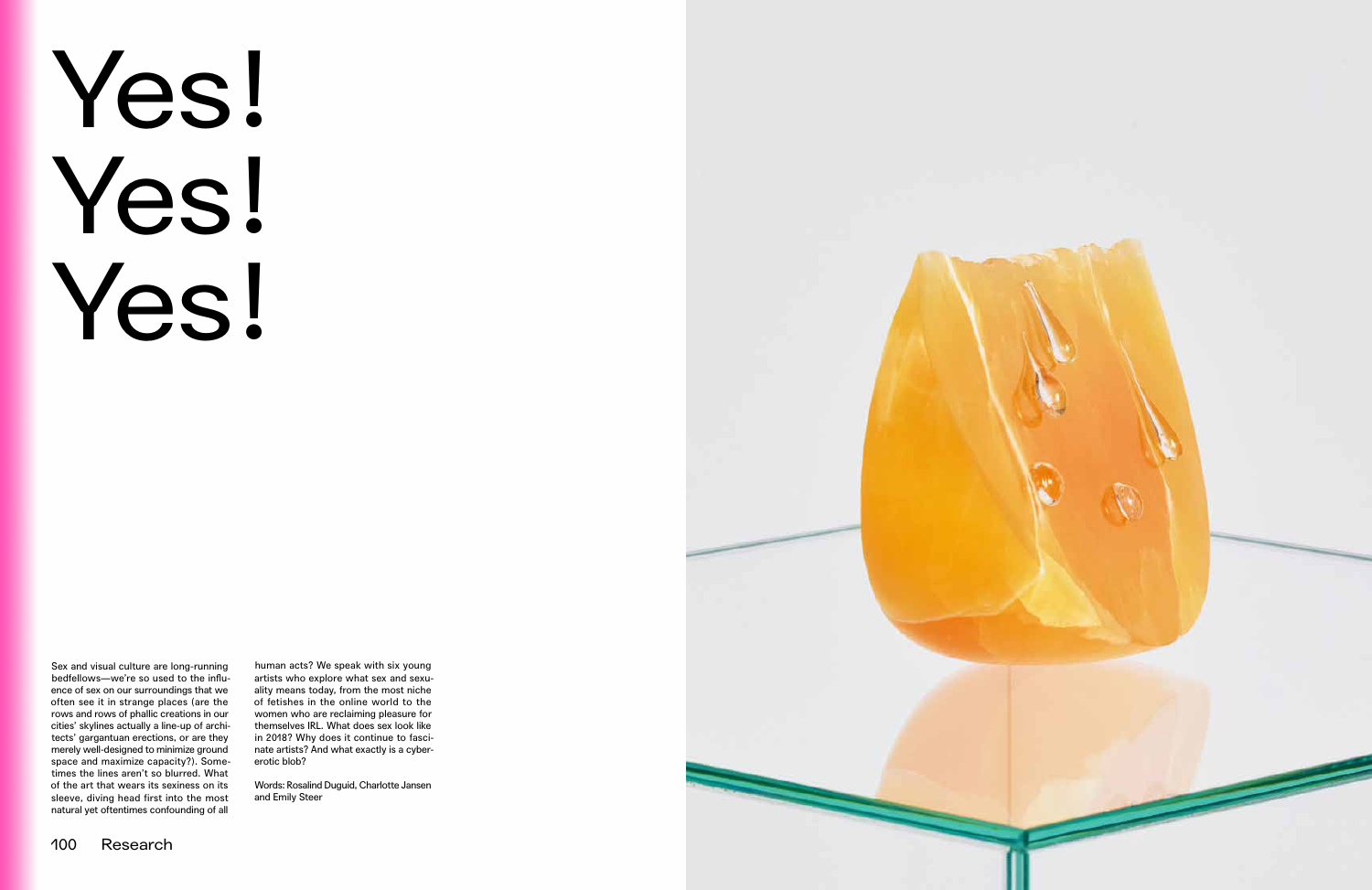# Yes! Yes! Yes!

Sex and visual culture are long-running bedfellows—we're so used to the influence of sex on our surroundings that we often see it in strange places (are the rows and rows of phallic creations in our cities' skylines actually a line-up of architects' gargantuan erections, or are they merely well-designed to minimize ground space and maximize capacity?). Sometimes the lines aren't so blurred. What of the art that wears its sexiness on its sleeve, diving head first into the most natural yet oftentimes confounding of all human acts? We speak with six young artists who explore what sex and sexuality means today, from the most niche of fetishes in the online world to the women who are reclaiming pleasure for themselves IRL. What does sex look like in 2018? Why does it continue to fascinate artists? And what exactly is a cyber-erotic blob?

Words: Rosalind Duguid, Charlotte Jansen and Emily Steer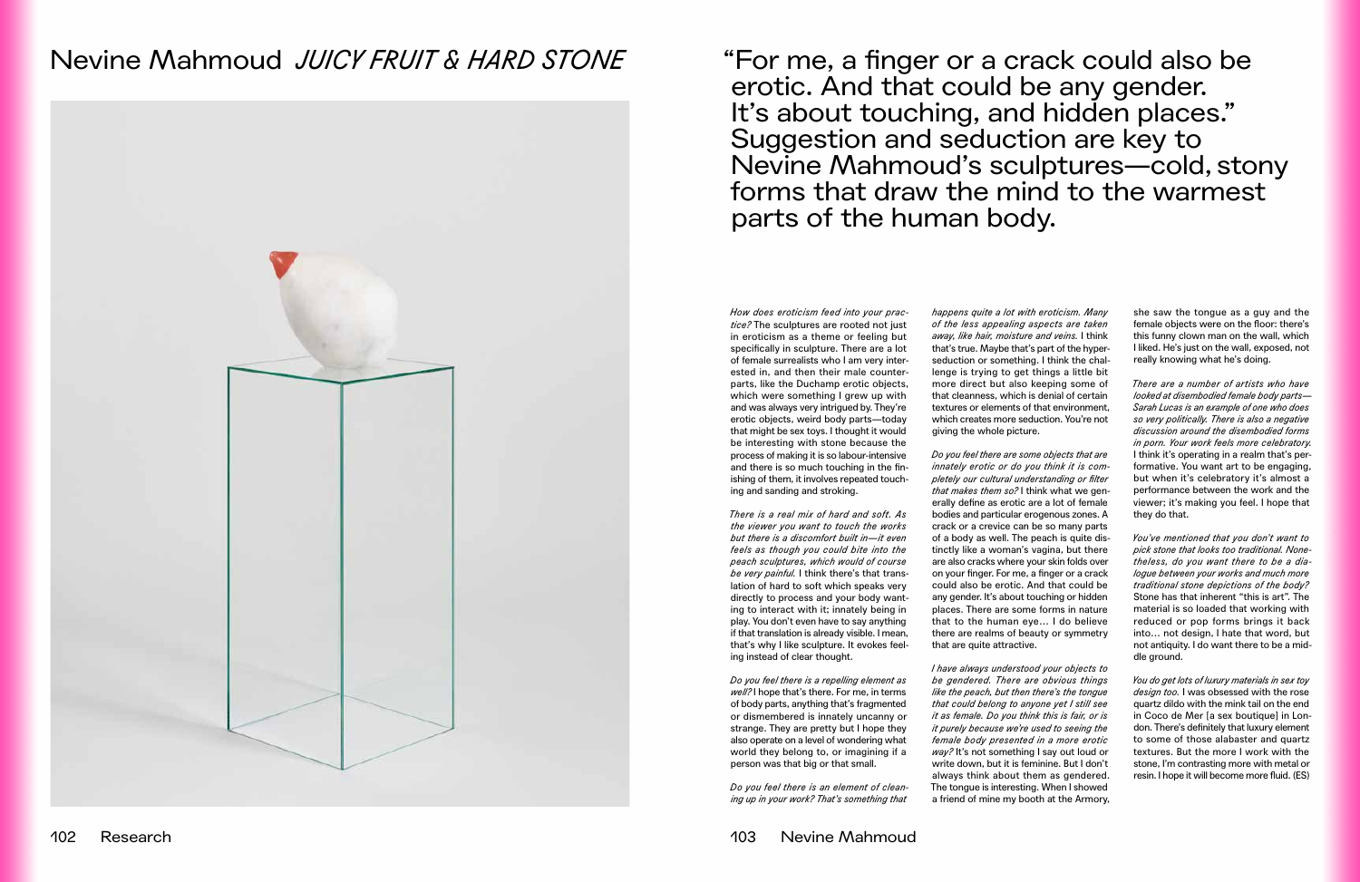# Nevine Mahmoud *JUICY FRUIT & HARD STONE*

"For me, a finger or a crack could also be erotic. And that could be any gender. It's about touching, and hidden places." Suggestion and seduction are key to Nevine Mahmoud's sculptures—cold, stony forms that draw the mind to the warmest parts of the human body.

*How does eroticism feed into your practice?* The sculptures are rooted not just in eroticism as a theme or feeling but specifically in sculpture. There are a lot of female surrealists who I am very interested in, and then their male counterparts, like the Duchamp erotic objects, which were something I grew up with and was always very intrigued by. They're erotic objects, weird body parts—today that might be sex toys. I thought it would be interesting with stone because the process of making it is so labour-intensive and there is so much touching in the finishing of them, it involves repeated touching and sanding and stroking.

*There is a real mix of hard and soft. As the viewer you want to touch the works but there is a discomfort built in—it even feels as though you could bite into the peach sculptures, which would of course be very painful.* I think there's that translation of hard to soft which speaks very directly to process and your body wanting to interact with it; innately being in play. You don't even have to say anything if that translation is already visible. I mean, that's why I like sculpture. It evokes feeling instead of clear thought.

*Do you feel there is a repelling element as well?* I hope that's there. For me, in terms of body parts, anything that's fragmented or dismembered is innately uncanny or strange. They are pretty but I hope they also operate on a level of wondering what world they belong to, or imagining if a person was that big or that small.

*Do you feel there is an element of cleaning up in your work? That's something that happens quite a lot with eroticism. Many of the less appealing aspects are taken away, like hair, moisture and veins.* I think that's true. Maybe that's part of the hyper-seduction or something. I think the challenge is trying to get things a little bit more direct but also keeping some of that cleanness, which is denial of certain textures or elements of that environment, which creates more seduction. You're not giving the whole picture.

*Do you feel there are some objects that are innately erotic or do you think it is completely our cultural understanding or filter that makes them so?* I think what we generally define as erotic are a lot of female bodies and particular erogenous zones. A crack or a crevice can be so many parts of a body as well. The peach is quite distinctly like a woman's vagina, but there are also cracks where your skin folds over on your finger. For me, a finger or a crack could also be erotic. And that could be any gender. It's about touching or hidden places. There are some forms in nature that to the human eye... I do believe there are realms of beauty or symmetry that are quite attractive.

*I have always understood your objects to be gendered. There are obvious things like the peach, but then there's the tongue that could belong to anyone yet I still see it as female. Do you think this is fair, or is it purely because we're used to seeing the female body presented in a more erotic way?* It's not something I say out loud or write down, but it is feminine. But I don't always think about them as gendered. The tongue is interesting. When I showed a friend of mine my booth at the Armory, she saw the tongue as a guy and the female objects were on the floor: there's this funny clown man on the wall, which I liked. He's just on the wall, exposed, not really knowing what he's doing.

*There are a number of artists who have looked at disembodied female body parts—Sarah Lucas is an example of one who does so very politically. There is also a negative discussion around the disembodied forms in porn. Your work feels more celebratory.* I think it's operating in a realm that's performative. You want art to be engaging, but when it's celebratory it's almost a performance between the work and the viewer; it's making you feel. I hope that they do that.

*You've mentioned that you don't want to pick stone that looks too traditional. Nonetheless, do you want there to be a dialogue between your works and much more traditional stone depictions of the body?* Stone has that inherent "this is art". The material is so loaded that working with reduced or pop forms brings it back into... not design, I hate that word, but not antiquity. I do want there to be a middle ground.

*You do get lots of luxury materials in sex toy design too.* I was obsessed with the rose quartz dildo with the mink tail on the end in Coco de Mer [a sex boutique] in London. There's definitely that luxury element to some of those alabaster and quartz textures. But the more I work with the stone, I'm contrasting more with metal or resin. I hope it will become more fluid. (ES)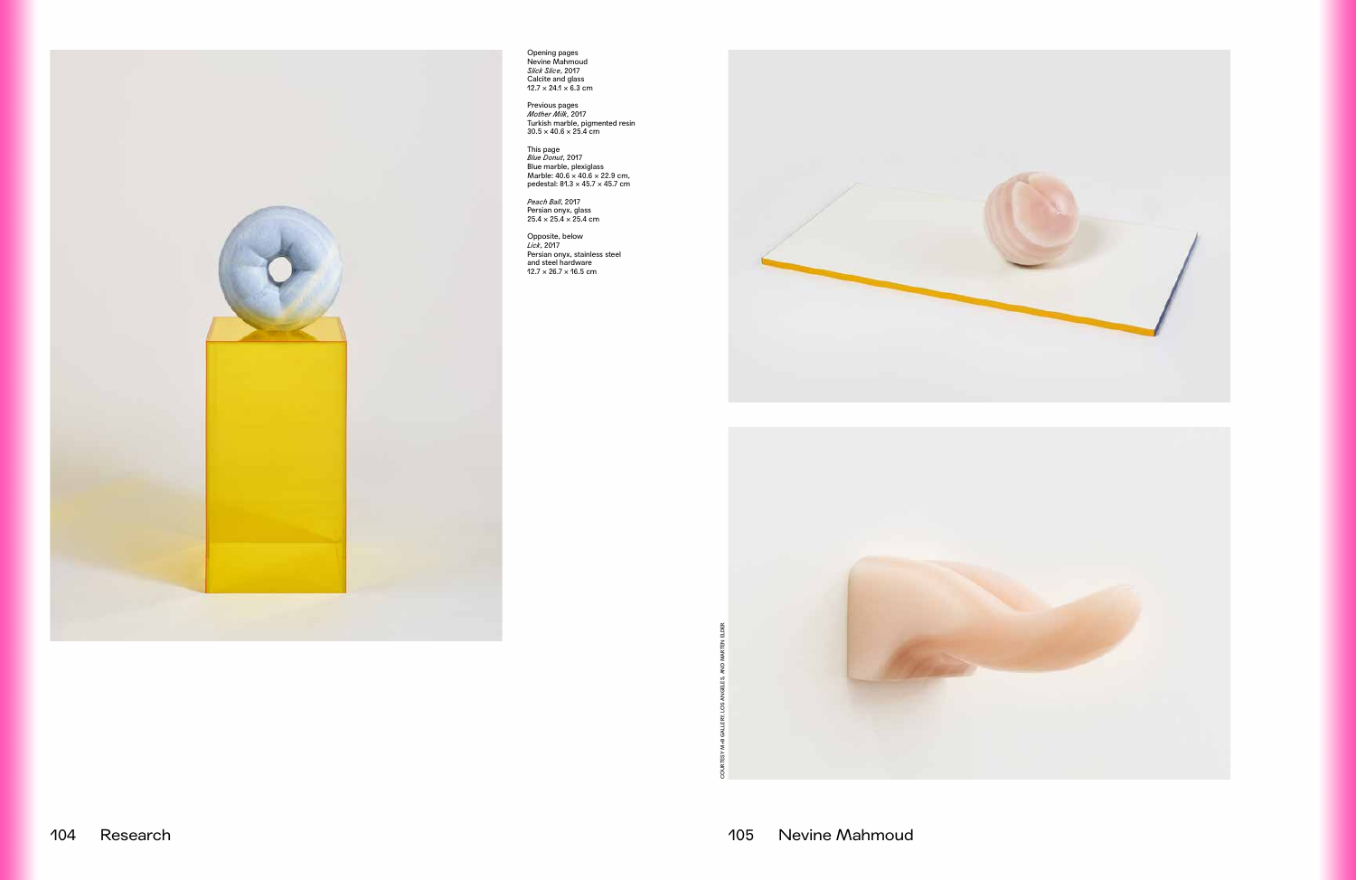Opening pages
Nevine Mahmoud
*Slick Slice*, 2017
Calcite and glass
12.7 × 24.1 × 6.3 cm

Previous pages
*Mother Milk*, 2017
Turkish marble, pigmented resin
30.5 × 40.6 × 25.4 cm

This page
*Blue Donut*, 2017
Blue marble, plexiglass
Marble: 40.6 × 40.6 × 22.9 cm,
pedestal: 81.3 × 45.7 × 45.7 cm

*Peach Ball*, 2017
Persian onyx, glass
25.4 × 25.4 × 25.4 cm

Opposite, below
*Lick*, 2017
Persian onyx, stainless steel
and steel hardware
12.7 × 26.7 × 16.5 cm

COURTESY M+B GALLERY, LOS ANGELES, AND MARTIN ELDER